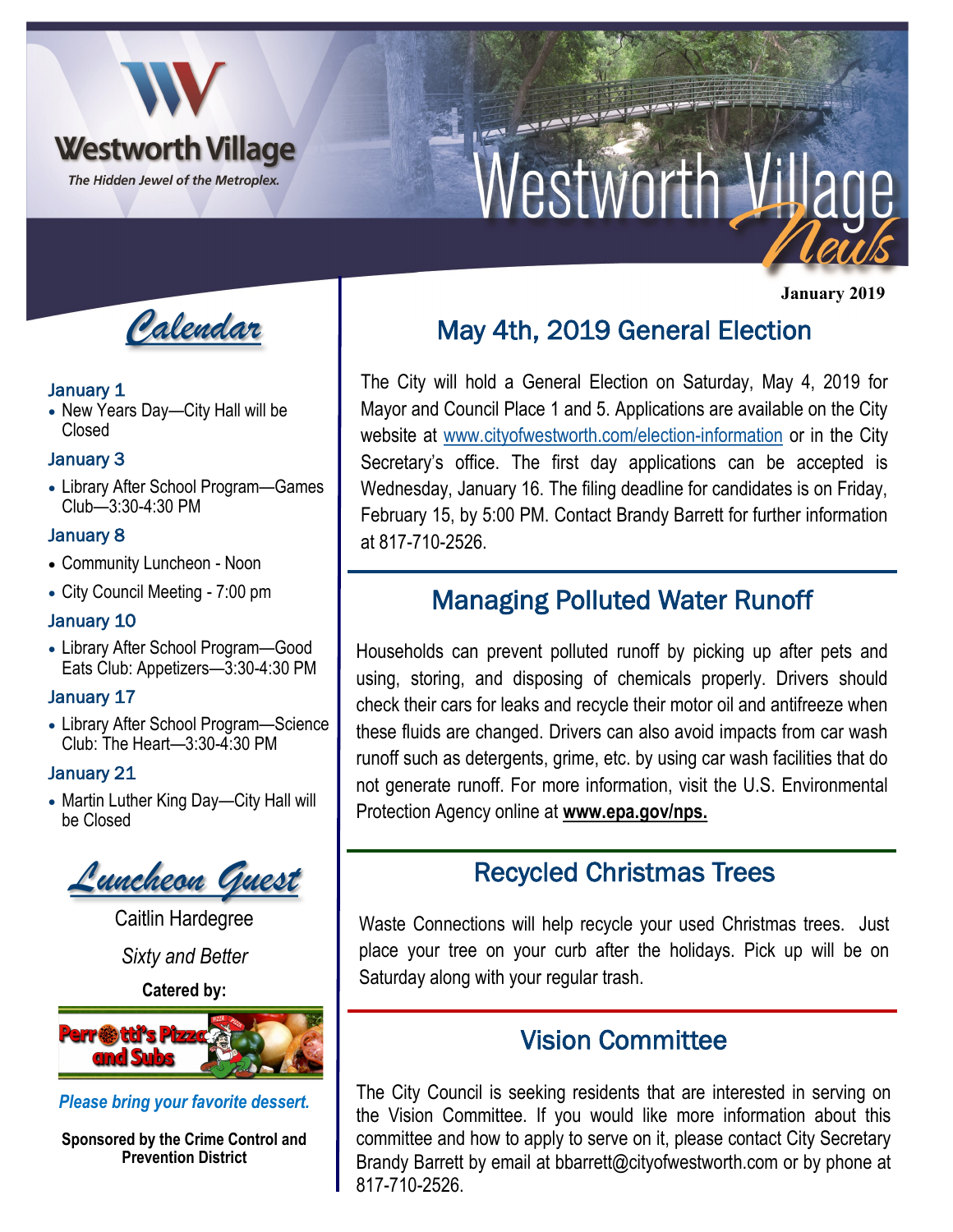# Westworth Village News

Westworth Village — *The Hidden Jewel of the Metroplex.*

**January 2019**

## Calendar

### January 1
- New Years Day—City Hall will be Closed

### January 3
- Library After School Program—Games Club—3:30-4:30 PM

### January 8
- Community Luncheon - Noon
- City Council Meeting - 7:00 pm

### January 10
- Library After School Program—Good Eats Club: Appetizers—3:30-4:30 PM

### January 17
- Library After School Program—Science Club: The Heart—3:30-4:30 PM

### January 21
- Martin Luther King Day—City Hall will be Closed

## Luncheon Guest

Caitlin Hardegree

*Sixty and Better*

**Catered by:**

Perrotti's Pizza and Subs

***Please bring your favorite dessert.***

**Sponsored by the Crime Control and Prevention District**

## May 4th, 2019 General Election

The City will hold a General Election on Saturday, May 4, 2019 for Mayor and Council Place 1 and 5. Applications are available on the City website at www.cityofwestworth.com/election-information or in the City Secretary's office. The first day applications can be accepted is Wednesday, January 16. The filing deadline for candidates is on Friday, February 15, by 5:00 PM. Contact Brandy Barrett for further information at 817-710-2526.

## Managing Polluted Water Runoff

Households can prevent polluted runoff by picking up after pets and using, storing, and disposing of chemicals properly. Drivers should check their cars for leaks and recycle their motor oil and antifreeze when these fluids are changed. Drivers can also avoid impacts from car wash runoff such as detergents, grime, etc. by using car wash facilities that do not generate runoff. For more information, visit the U.S. Environmental Protection Agency online at **www.epa.gov/nps.**

## Recycled Christmas Trees

Waste Connections will help recycle your used Christmas trees. Just place your tree on your curb after the holidays. Pick up will be on Saturday along with your regular trash.

## Vision Committee

The City Council is seeking residents that are interested in serving on the Vision Committee. If you would like more information about this committee and how to apply to serve on it, please contact City Secretary Brandy Barrett by email at bbarrett@cityofwestworth.com or by phone at 817-710-2526.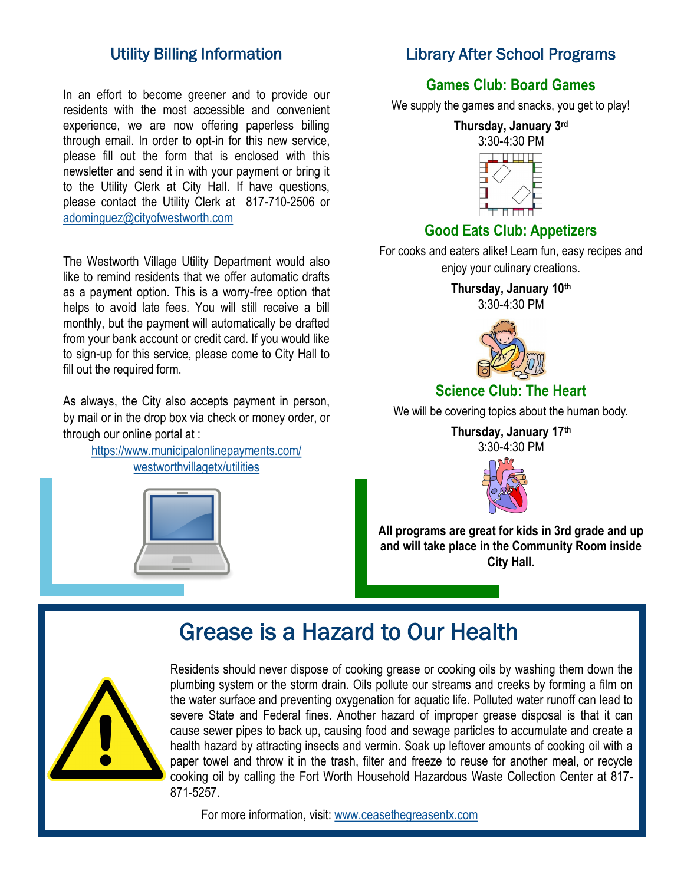## Utility Billing Information

In an effort to become greener and to provide our residents with the most accessible and convenient experience, we are now offering paperless billing through email. In order to opt-in for this new service, please fill out the form that is enclosed with this newsletter and send it in with your payment or bring it to the Utility Clerk at City Hall. If have questions, please contact the Utility Clerk at 817-710-2506 or adominguez@cityofwestworth.com

The Westworth Village Utility Department would also like to remind residents that we offer automatic drafts as a payment option. This is a worry-free option that helps to avoid late fees. You will still receive a bill monthly, but the payment will automatically be drafted from your bank account or credit card. If you would like to sign-up for this service, please come to City Hall to fill out the required form.

As always, the City also accepts payment in person, by mail or in the drop box via check or money order, or through our online portal at :

https://www.municipalonlinepayments.com/westworthvillagetx/utilities

## Library After School Programs

### Games Club: Board Games

We supply the games and snacks, you get to play!

**Thursday, January 3rd**
3:30-4:30 PM

### Good Eats Club: Appetizers

For cooks and eaters alike! Learn fun, easy recipes and enjoy your culinary creations.

**Thursday, January 10th**
3:30-4:30 PM

### Science Club: The Heart

We will be covering topics about the human body.

**Thursday, January 17th**
3:30-4:30 PM

**All programs are great for kids in 3rd grade and up and will take place in the Community Room inside City Hall.**

## Grease is a Hazard to Our Health

Residents should never dispose of cooking grease or cooking oils by washing them down the plumbing system or the storm drain. Oils pollute our streams and creeks by forming a film on the water surface and preventing oxygenation for aquatic life. Polluted water runoff can lead to severe State and Federal fines. Another hazard of improper grease disposal is that it can cause sewer pipes to back up, causing food and sewage particles to accumulate and create a health hazard by attracting insects and vermin. Soak up leftover amounts of cooking oil with a paper towel and throw it in the trash, filter and freeze to reuse for another meal, or recycle cooking oil by calling the Fort Worth Household Hazardous Waste Collection Center at 817-871-5257.

For more information, visit: www.ceasethegreasentx.com